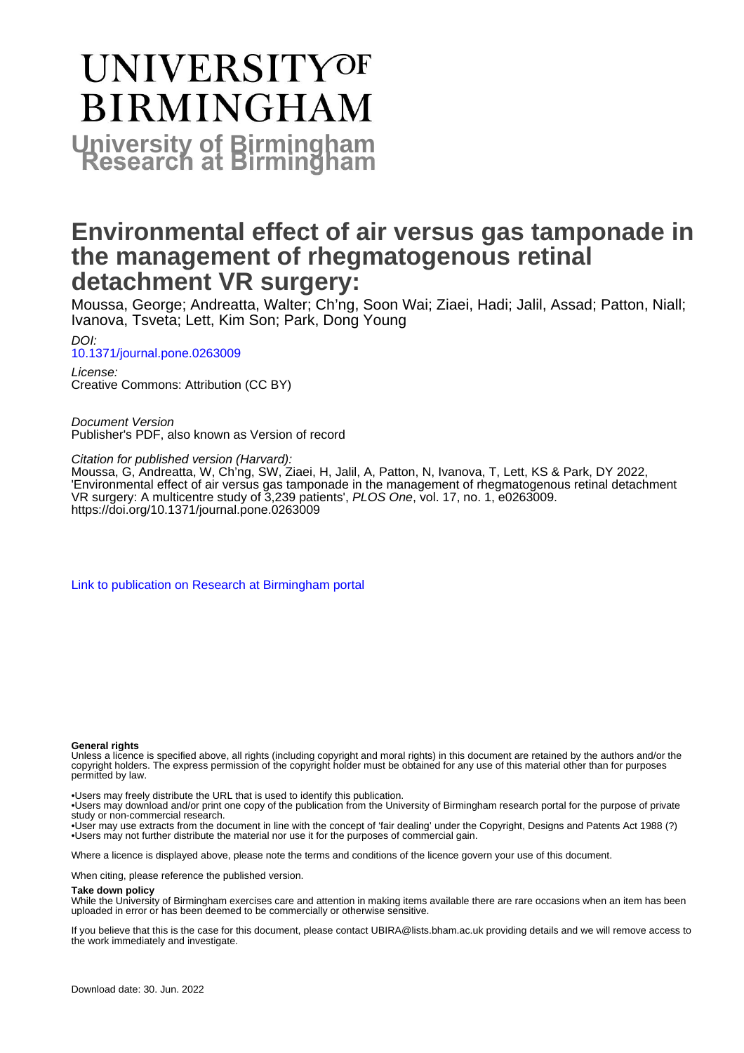# UNIVERSITY OF BIRMINGHAM

## University of Birmingham Research at Birmingham

# Environmental effect of air versus gas tamponade in the management of rhegmatogenous retinal detachment VR surgery:

Moussa, George; Andreatta, Walter; Ch'ng, Soon Wai; Ziaei, Hadi; Jalil, Assad; Patton, Niall; Ivanova, Tsveta; Lett, Kim Son; Park, Dong Young

*DOI:*
[10.1371/journal.pone.0263009](https://doi.org/10.1371/journal.pone.0263009)

*License:*
Creative Commons: Attribution (CC BY)

*Document Version*
Publisher's PDF, also known as Version of record

*Citation for published version (Harvard):*
Moussa, G, Andreatta, W, Ch'ng, SW, Ziaei, H, Jalil, A, Patton, N, Ivanova, T, Lett, KS & Park, DY 2022, 'Environmental effect of air versus gas tamponade in the management of rhegmatogenous retinal detachment VR surgery: A multicentre study of 3,239 patients', *PLOS One*, vol. 17, no. 1, e0263009. https://doi.org/10.1371/journal.pone.0263009

[Link to publication on Research at Birmingham portal]

**General rights**

Unless a licence is specified above, all rights (including copyright and moral rights) in this document are retained by the authors and/or the copyright holders. The express permission of the copyright holder must be obtained for any use of this material other than for purposes permitted by law.

•Users may freely distribute the URL that is used to identify this publication.
•Users may download and/or print one copy of the publication from the University of Birmingham research portal for the purpose of private study or non-commercial research.
•User may use extracts from the document in line with the concept of 'fair dealing' under the Copyright, Designs and Patents Act 1988 (?)
•Users may not further distribute the material nor use it for the purposes of commercial gain.

Where a licence is displayed above, please note the terms and conditions of the licence govern your use of this document.

When citing, please reference the published version.

**Take down policy**

While the University of Birmingham exercises care and attention in making items available there are rare occasions when an item has been uploaded in error or has been deemed to be commercially or otherwise sensitive.

If you believe that this is the case for this document, please contact UBIRA@lists.bham.ac.uk providing details and we will remove access to the work immediately and investigate.

Download date: 30. Jun. 2022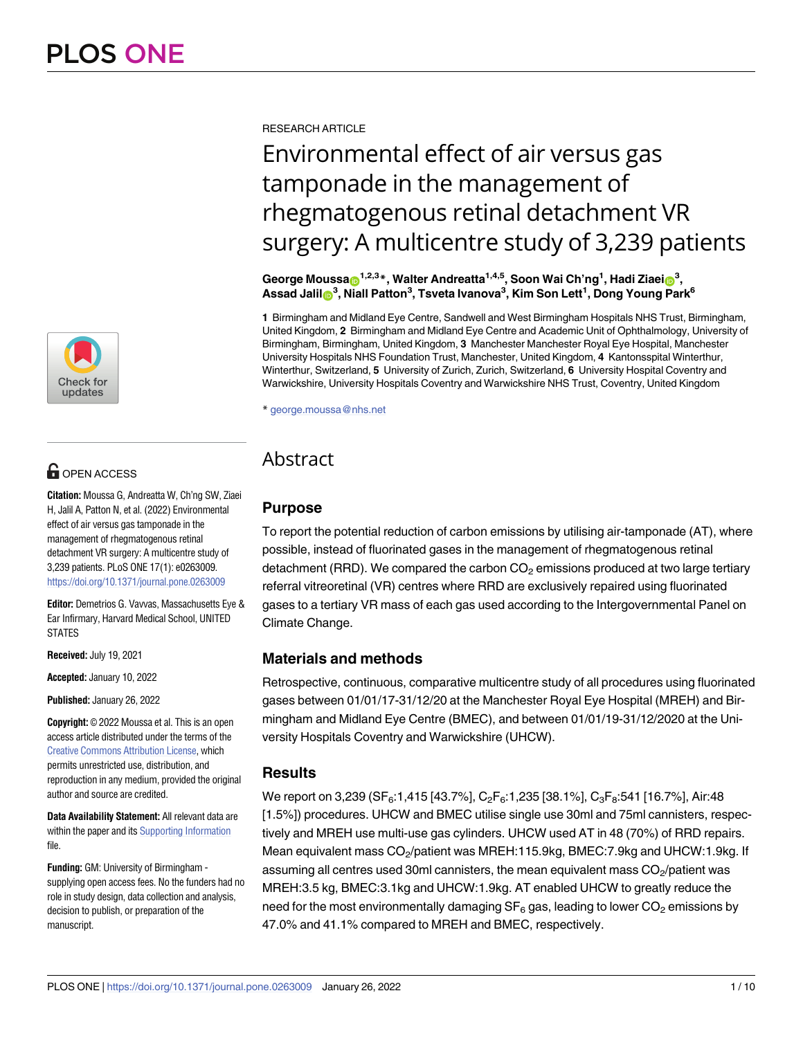RESEARCH ARTICLE

# Environmental effect of air versus gas tamponade in the management of rhegmatogenous retinal detachment VR surgery: A multicentre study of 3,239 patients

**George Moussa[1,2,3]*, Walter Andreatta[1,4,5], Soon Wai Ch'ng[1], Hadi Ziaei[3], Assad Jalil[3], Niall Patton[3], Tsveta Ivanova[3], Kim Son Lett[1], Dong Young Park[6]**

**1** Birmingham and Midland Eye Centre, Sandwell and West Birmingham Hospitals NHS Trust, Birmingham, United Kingdom, **2** Birmingham and Midland Eye Centre and Academic Unit of Ophthalmology, University of Birmingham, Birmingham, United Kingdom, **3** Manchester Manchester Royal Eye Hospital, Manchester University Hospitals NHS Foundation Trust, Manchester, United Kingdom, **4** Kantonsspital Winterthur, Winterthur, Switzerland, **5** University of Zurich, Zurich, Switzerland, **6** University Hospital Coventry and Warwickshire, University Hospitals Coventry and Warwickshire NHS Trust, Coventry, United Kingdom

* george.moussa@nhs.net

OPEN ACCESS

**Citation:** Moussa G, Andreatta W, Ch'ng SW, Ziaei H, Jalil A, Patton N, et al. (2022) Environmental effect of air versus gas tamponade in the management of rhegmatogenous retinal detachment VR surgery: A multicentre study of 3,239 patients. PLoS ONE 17(1): e0263009. https://doi.org/10.1371/journal.pone.0263009

**Editor:** Demetrios G. Vavvas, Massachusetts Eye & Ear Infirmary, Harvard Medical School, UNITED STATES

**Received:** July 19, 2021

**Accepted:** January 10, 2022

**Published:** January 26, 2022

**Copyright:** © 2022 Moussa et al. This is an open access article distributed under the terms of the Creative Commons Attribution License, which permits unrestricted use, distribution, and reproduction in any medium, provided the original author and source are credited.

**Data Availability Statement:** All relevant data are within the paper and its Supporting Information file.

**Funding:** GM: University of Birmingham - supplying open access fees. No the funders had no role in study design, data collection and analysis, decision to publish, or preparation of the manuscript.

## Abstract

### Purpose

To report the potential reduction of carbon emissions by utilising air-tamponade (AT), where possible, instead of fluorinated gases in the management of rhegmatogenous retinal detachment (RRD). We compared the carbon $CO_2$ emissions produced at two large tertiary referral vitreoretinal (VR) centres where RRD are exclusively repaired using fluorinated gases to a tertiary VR mass of each gas used according to the Intergovernmental Panel on Climate Change.

### Materials and methods

Retrospective, continuous, comparative multicentre study of all procedures using fluorinated gases between 01/01/17-31/12/20 at the Manchester Royal Eye Hospital (MREH) and Birmingham and Midland Eye Centre (BMEC), and between 01/01/19-31/12/2020 at the University Hospitals Coventry and Warwickshire (UHCW).

### Results

We report on 3,239 ($SF_6$:1,415 [43.7%], $C_2F_6$:1,235 [38.1%], $C_3F_8$:541 [16.7%], Air:48 [1.5%]) procedures. UHCW and BMEC utilise single use 30ml and 75ml cannisters, respectively and MREH use multi-use gas cylinders. UHCW used AT in 48 (70%) of RRD repairs. Mean equivalent mass $CO_2$/patient was MREH:115.9kg, BMEC:7.9kg and UHCW:1.9kg. If assuming all centres used 30ml cannisters, the mean equivalent mass $CO_2$/patient was MREH:3.5 kg, BMEC:3.1kg and UHCW:1.9kg. AT enabled UHCW to greatly reduce the need for the most environmentally damaging $SF_6$ gas, leading to lower $CO_2$ emissions by 47.0% and 41.1% compared to MREH and BMEC, respectively.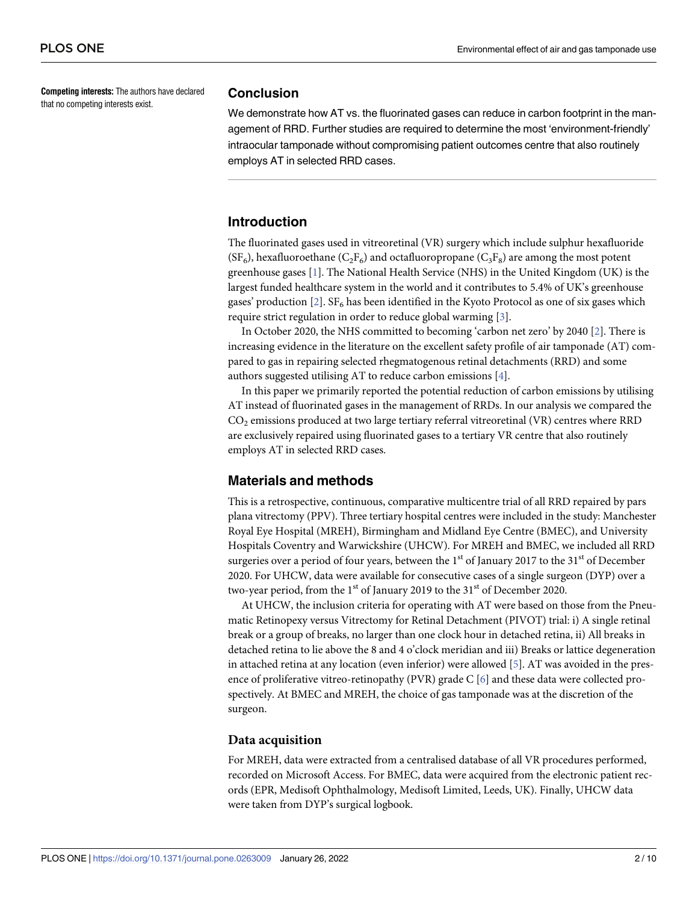**Competing interests:** The authors have declared that no competing interests exist.

## Conclusion

We demonstrate how AT vs. the fluorinated gases can reduce in carbon footprint in the management of RRD. Further studies are required to determine the most 'environment-friendly' intraocular tamponade without compromising patient outcomes centre that also routinely employs AT in selected RRD cases.

## Introduction

The fluorinated gases used in vitreoretinal (VR) surgery which include sulphur hexafluoride ($SF_6$), hexafluoroethane ($C_2F_6$) and octafluoropropane ($C_3F_8$) are among the most potent greenhouse gases [1]. The National Health Service (NHS) in the United Kingdom (UK) is the largest funded healthcare system in the world and it contributes to 5.4% of UK's greenhouse gases' production [2]. $SF_6$ has been identified in the Kyoto Protocol as one of six gases which require strict regulation in order to reduce global warming [3].

In October 2020, the NHS committed to becoming 'carbon net zero' by 2040 [2]. There is increasing evidence in the literature on the excellent safety profile of air tamponade (AT) compared to gas in repairing selected rhegmatogenous retinal detachments (RRD) and some authors suggested utilising AT to reduce carbon emissions [4].

In this paper we primarily reported the potential reduction of carbon emissions by utilising AT instead of fluorinated gases in the management of RRDs. In our analysis we compared the $CO_2$ emissions produced at two large tertiary referral vitreoretinal (VR) centres where RRD are exclusively repaired using fluorinated gases to a tertiary VR centre that also routinely employs AT in selected RRD cases.

## Materials and methods

This is a retrospective, continuous, comparative multicentre trial of all RRD repaired by pars plana vitrectomy (PPV). Three tertiary hospital centres were included in the study: Manchester Royal Eye Hospital (MREH), Birmingham and Midland Eye Centre (BMEC), and University Hospitals Coventry and Warwickshire (UHCW). For MREH and BMEC, we included all RRD surgeries over a period of four years, between the 1st of January 2017 to the 31st of December 2020. For UHCW, data were available for consecutive cases of a single surgeon (DYP) over a two-year period, from the 1st of January 2019 to the 31st of December 2020.

At UHCW, the inclusion criteria for operating with AT were based on those from the Pneumatic Retinopexy versus Vitrectomy for Retinal Detachment (PIVOT) trial: i) A single retinal break or a group of breaks, no larger than one clock hour in detached retina, ii) All breaks in detached retina to lie above the 8 and 4 o'clock meridian and iii) Breaks or lattice degeneration in attached retina at any location (even inferior) were allowed [5]. AT was avoided in the presence of proliferative vitreo-retinopathy (PVR) grade C [6] and these data were collected prospectively. At BMEC and MREH, the choice of gas tamponade was at the discretion of the surgeon.

### Data acquisition

For MREH, data were extracted from a centralised database of all VR procedures performed, recorded on Microsoft Access. For BMEC, data were acquired from the electronic patient records (EPR, Medisoft Ophthalmology, Medisoft Limited, Leeds, UK). Finally, UHCW data were taken from DYP's surgical logbook.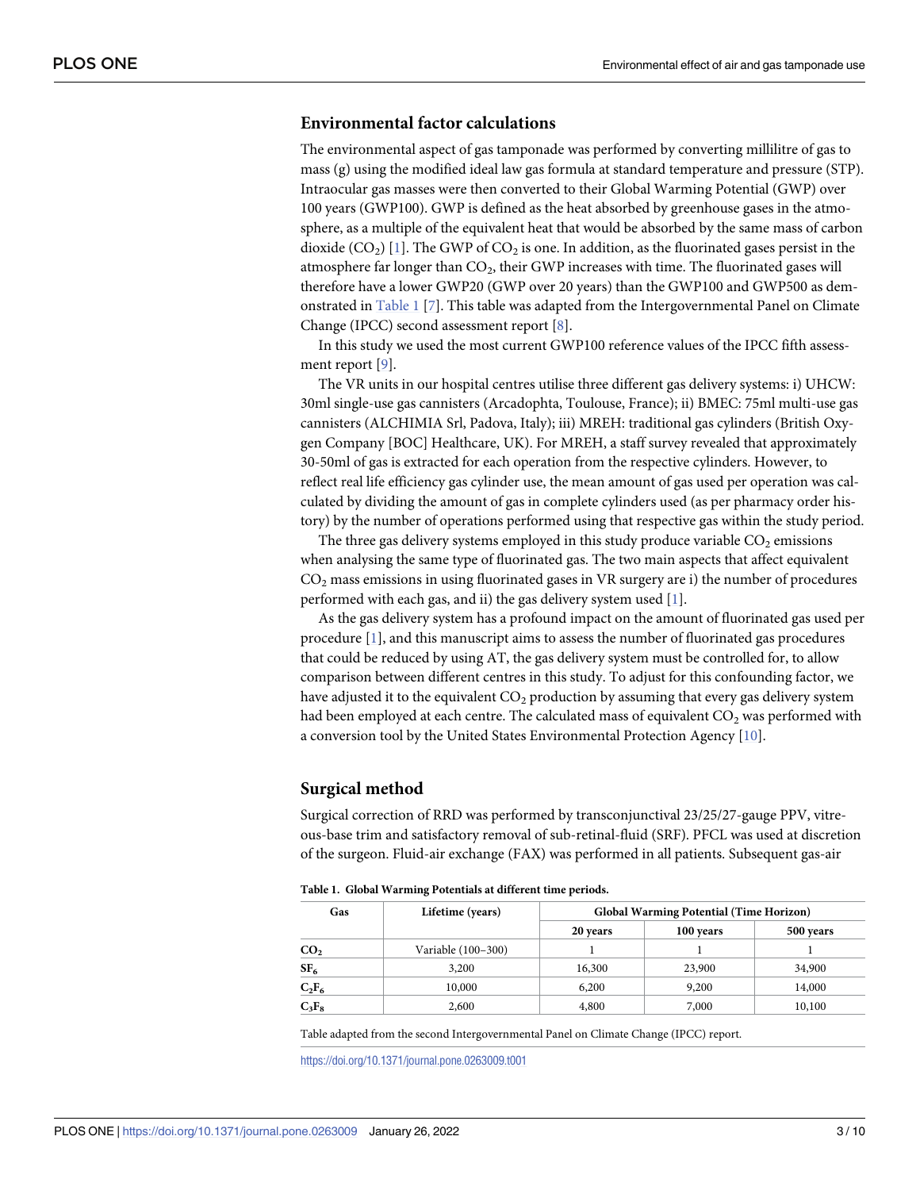## Environmental factor calculations

The environmental aspect of gas tamponade was performed by converting millilitre of gas to mass (g) using the modified ideal law gas formula at standard temperature and pressure (STP). Intraocular gas masses were then converted to their Global Warming Potential (GWP) over 100 years (GWP100). GWP is defined as the heat absorbed by greenhouse gases in the atmosphere, as a multiple of the equivalent heat that would be absorbed by the same mass of carbon dioxide ($CO_2$) [1]. The GWP of $CO_2$ is one. In addition, as the fluorinated gases persist in the atmosphere far longer than $CO_2$, their GWP increases with time. The fluorinated gases will therefore have a lower GWP20 (GWP over 20 years) than the GWP100 and GWP500 as demonstrated in Table 1 [7]. This table was adapted from the Intergovernmental Panel on Climate Change (IPCC) second assessment report [8].

In this study we used the most current GWP100 reference values of the IPCC fifth assessment report [9].

The VR units in our hospital centres utilise three different gas delivery systems: i) UHCW: 30ml single-use gas cannisters (Arcadophta, Toulouse, France); ii) BMEC: 75ml multi-use gas cannisters (ALCHIMIA Srl, Padova, Italy); iii) MREH: traditional gas cylinders (British Oxygen Company [BOC] Healthcare, UK). For MREH, a staff survey revealed that approximately 30-50ml of gas is extracted for each operation from the respective cylinders. However, to reflect real life efficiency gas cylinder use, the mean amount of gas used per operation was calculated by dividing the amount of gas in complete cylinders used (as per pharmacy order history) by the number of operations performed using that respective gas within the study period.

The three gas delivery systems employed in this study produce variable $CO_2$ emissions when analysing the same type of fluorinated gas. The two main aspects that affect equivalent $CO_2$ mass emissions in using fluorinated gases in VR surgery are i) the number of procedures performed with each gas, and ii) the gas delivery system used [1].

As the gas delivery system has a profound impact on the amount of fluorinated gas used per procedure [1], and this manuscript aims to assess the number of fluorinated gas procedures that could be reduced by using AT, the gas delivery system must be controlled for, to allow comparison between different centres in this study. To adjust for this confounding factor, we have adjusted it to the equivalent $CO_2$ production by assuming that every gas delivery system had been employed at each centre. The calculated mass of equivalent $CO_2$ was performed with a conversion tool by the United States Environmental Protection Agency [10].

## Surgical method

Surgical correction of RRD was performed by transconjunctival 23/25/27-gauge PPV, vitreous-base trim and satisfactory removal of sub-retinal-fluid (SRF). PFCL was used at discretion of the surgeon. Fluid-air exchange (FAX) was performed in all patients. Subsequent gas-air

**Table 1. Global Warming Potentials at different time periods.**

| Gas | Lifetime (years) | Global Warming Potential (Time Horizon) | | |
|---|---|---|---|---|
| | | 20 years | 100 years | 500 years |
| $CO_2$ | Variable (100–300) | 1 | 1 | 1 |
| $SF_6$ | 3,200 | 16,300 | 23,900 | 34,900 |
| $C_2F_6$ | 10,000 | 6,200 | 9,200 | 14,000 |
| $C_3F_8$ | 2,600 | 4,800 | 7,000 | 10,100 |

Table adapted from the second Intergovernmental Panel on Climate Change (IPCC) report.

https://doi.org/10.1371/journal.pone.0263009.t001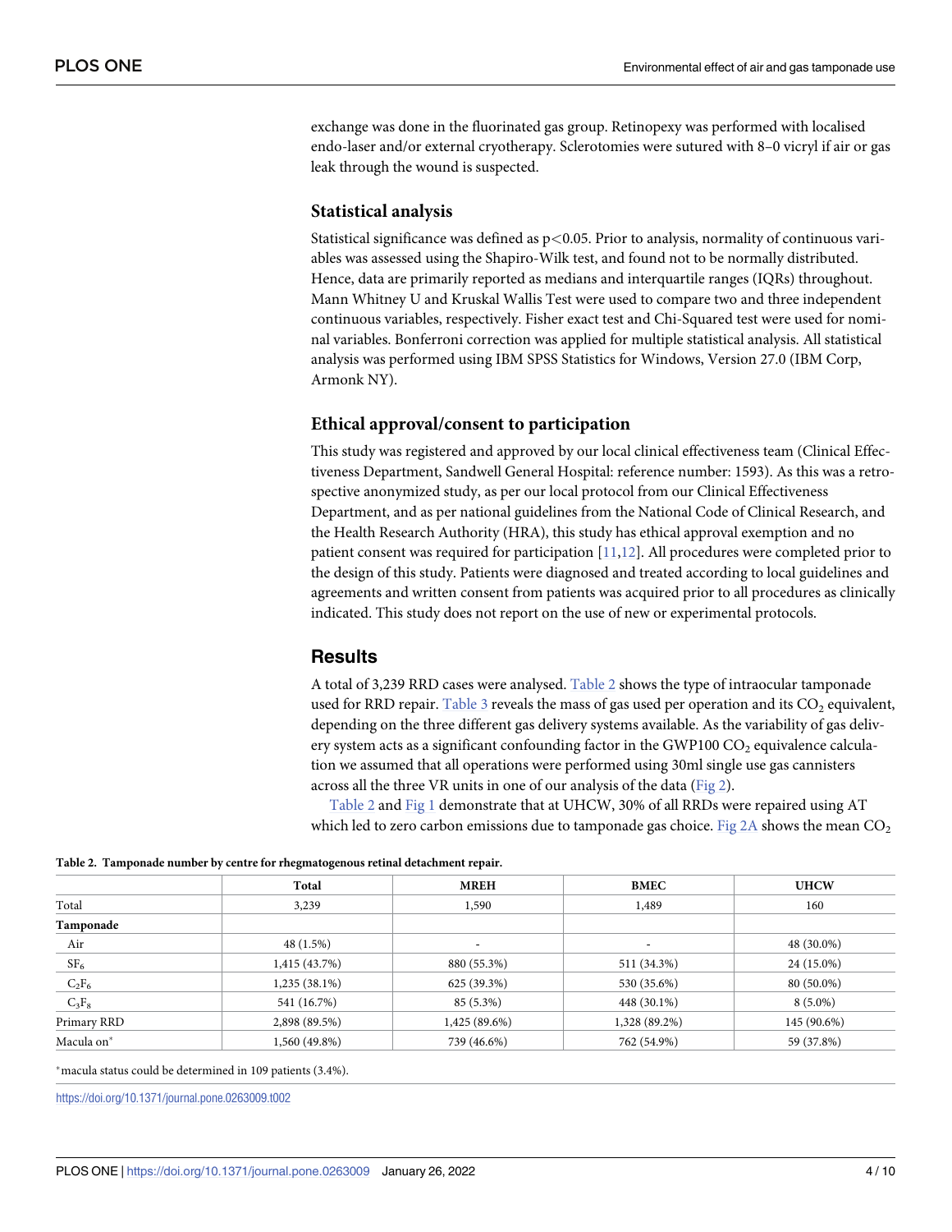exchange was done in the fluorinated gas group. Retinopexy was performed with localised endo-laser and/or external cryotherapy. Sclerotomies were sutured with 8–0 vicryl if air or gas leak through the wound is suspected.

### Statistical analysis

Statistical significance was defined as $p<0.05$. Prior to analysis, normality of continuous variables was assessed using the Shapiro-Wilk test, and found not to be normally distributed. Hence, data are primarily reported as medians and interquartile ranges (IQRs) throughout. Mann Whitney U and Kruskal Wallis Test were used to compare two and three independent continuous variables, respectively. Fisher exact test and Chi-Squared test were used for nominal variables. Bonferroni correction was applied for multiple statistical analysis. All statistical analysis was performed using IBM SPSS Statistics for Windows, Version 27.0 (IBM Corp, Armonk NY).

### Ethical approval/consent to participation

This study was registered and approved by our local clinical effectiveness team (Clinical Effectiveness Department, Sandwell General Hospital: reference number: 1593). As this was a retrospective anonymized study, as per our local protocol from our Clinical Effectiveness Department, and as per national guidelines from the National Code of Clinical Research, and the Health Research Authority (HRA), this study has ethical approval exemption and no patient consent was required for participation [11,12]. All procedures were completed prior to the design of this study. Patients were diagnosed and treated according to local guidelines and agreements and written consent from patients was acquired prior to all procedures as clinically indicated. This study does not report on the use of new or experimental protocols.

## Results

A total of 3,239 RRD cases were analysed. Table 2 shows the type of intraocular tamponade used for RRD repair. Table 3 reveals the mass of gas used per operation and its $CO_2$ equivalent, depending on the three different gas delivery systems available. As the variability of gas delivery system acts as a significant confounding factor in the GWP100 $CO_2$ equivalence calculation we assumed that all operations were performed using 30ml single use gas cannisters across all the three VR units in one of our analysis of the data (Fig 2).

Table 2 and Fig 1 demonstrate that at UHCW, 30% of all RRDs were repaired using AT which led to zero carbon emissions due to tamponade gas choice. Fig 2A shows the mean $CO_2$

**Table 2. Tamponade number by centre for rhegmatogenous retinal detachment repair.**

| | Total | MREH | BMEC | UHCW |
|---|---|---|---|---|
| Total | 3,239 | 1,590 | 1,489 | 160 |
| **Tamponade** | | | | |
| Air | 48 (1.5%) | - | - | 48 (30.0%) |
| $SF_6$ | 1,415 (43.7%) | 880 (55.3%) | 511 (34.3%) | 24 (15.0%) |
| $C_2F_6$ | 1,235 (38.1%) | 625 (39.3%) | 530 (35.6%) | 80 (50.0%) |
| $C_3F_8$ | 541 (16.7%) | 85 (5.3%) | 448 (30.1%) | 8 (5.0%) |
| Primary RRD | 2,898 (89.5%) | 1,425 (89.6%) | 1,328 (89.2%) | 145 (90.6%) |
| Macula on* | 1,560 (49.8%) | 739 (46.6%) | 762 (54.9%) | 59 (37.8%) |

*macula status could be determined in 109 patients (3.4%).

https://doi.org/10.1371/journal.pone.0263009.t002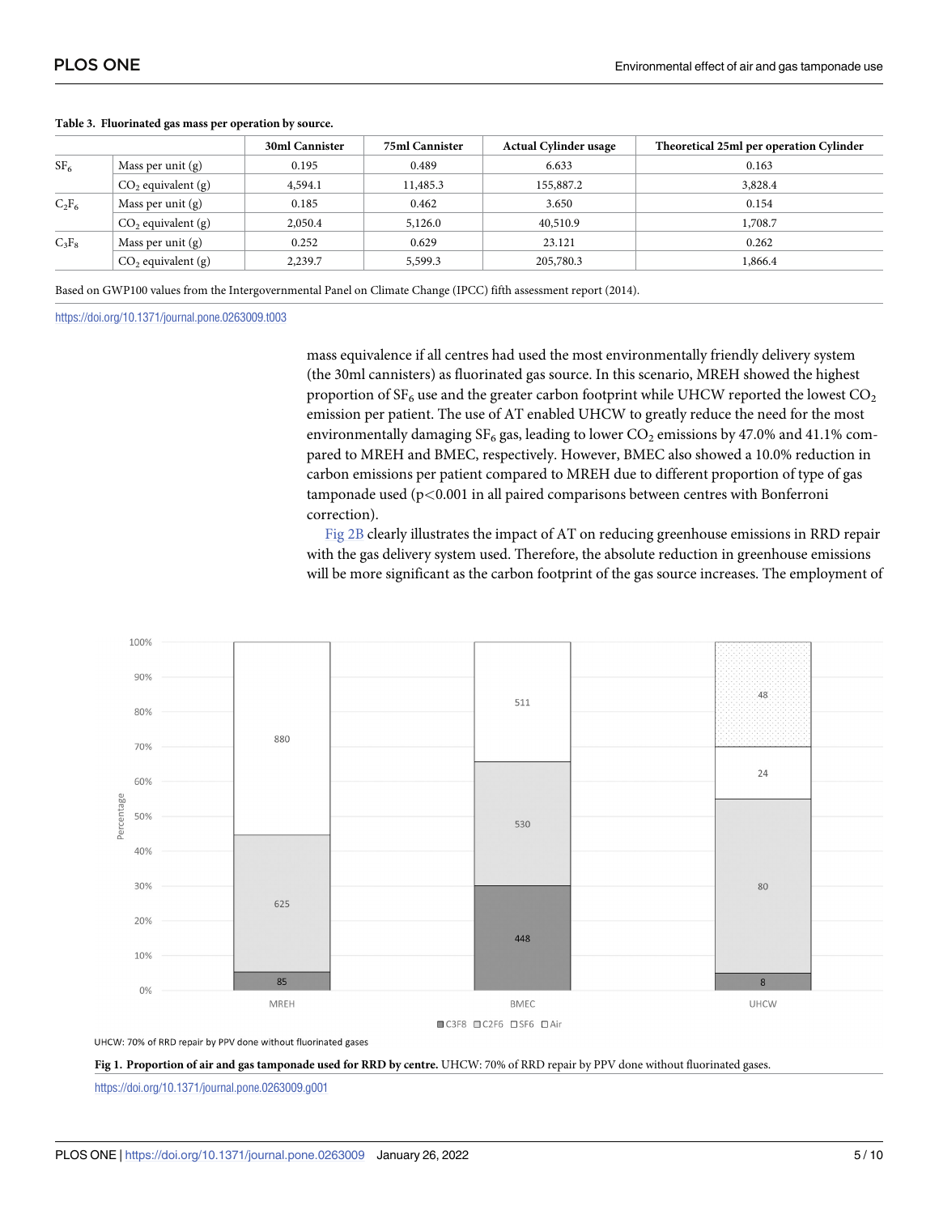**Table 3. Fluorinated gas mass per operation by source.**

| | | 30ml Cannister | 75ml Cannister | Actual Cylinder usage | Theoretical 25ml per operation Cylinder |
|---|---|---|---|---|---|
| $SF_6$ | Mass per unit (g) | 0.195 | 0.489 | 6.633 | 0.163 |
| | $CO_2$ equivalent (g) | 4,594.1 | 11,485.3 | 155,887.2 | 3,828.4 |
| $C_2F_6$ | Mass per unit (g) | 0.185 | 0.462 | 3.650 | 0.154 |
| | $CO_2$ equivalent (g) | 2,050.4 | 5,126.0 | 40,510.9 | 1,708.7 |
| $C_3F_8$ | Mass per unit (g) | 0.252 | 0.629 | 23.121 | 0.262 |
| | $CO_2$ equivalent (g) | 2,239.7 | 5,599.3 | 205,780.3 | 1,866.4 |

Based on GWP100 values from the Intergovernmental Panel on Climate Change (IPCC) fifth assessment report (2014).

https://doi.org/10.1371/journal.pone.0263009.t003

mass equivalence if all centres had used the most environmentally friendly delivery system (the 30ml cannisters) as fluorinated gas source. In this scenario, MREH showed the highest proportion of $SF_6$ use and the greater carbon footprint while UHCW reported the lowest $CO_2$ emission per patient. The use of AT enabled UHCW to greatly reduce the need for the most environmentally damaging $SF_6$ gas, leading to lower $CO_2$ emissions by 47.0% and 41.1% compared to MREH and BMEC, respectively. However, BMEC also showed a 10.0% reduction in carbon emissions per patient compared to MREH due to different proportion of type of gas tamponade used ($p<0.001$ in all paired comparisons between centres with Bonferroni correction).

Fig 2B clearly illustrates the impact of AT on reducing greenhouse emissions in RRD repair with the gas delivery system used. Therefore, the absolute reduction in greenhouse emissions will be more significant as the carbon footprint of the gas source increases. The employment of

**Fig 1. Proportion of air and gas tamponade used for RRD by centre.** UHCW: 70% of RRD repair by PPV done without fluorinated gases.

https://doi.org/10.1371/journal.pone.0263009.g001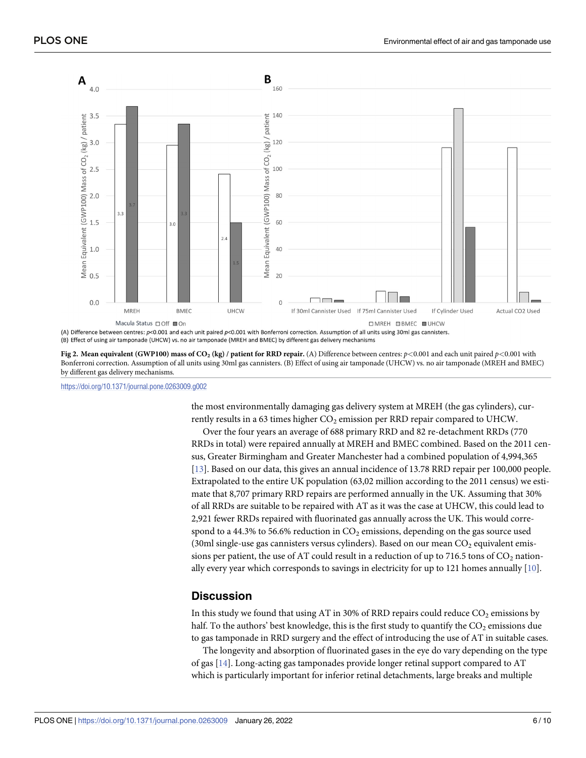**Fig 2. Mean equivalent (GWP100) mass of $CO_2$ (kg) / patient for RRD repair.** (A) Difference between centres: $p<0.001$ and each unit paired $p<0.001$ with Bonferroni correction. Assumption of all units using 30ml gas cannisters. (B) Effect of using air tamponade (UHCW) vs. no air tamponade (MREH and BMEC) by different gas delivery mechanisms.

https://doi.org/10.1371/journal.pone.0263009.g002

the most environmentally damaging gas delivery system at MREH (the gas cylinders), currently results in a 63 times higher $CO_2$ emission per RRD repair compared to UHCW.

Over the four years an average of 688 primary RRD and 82 re-detachment RRDs (770 RRDs in total) were repaired annually at MREH and BMEC combined. Based on the 2011 census, Greater Birmingham and Greater Manchester had a combined population of 4,994,365 [13]. Based on our data, this gives an annual incidence of 13.78 RRD repair per 100,000 people. Extrapolated to the entire UK population (63,02 million according to the 2011 census) we estimate that 8,707 primary RRD repairs are performed annually in the UK. Assuming that 30% of all RRDs are suitable to be repaired with AT as it was the case at UHCW, this could lead to 2,921 fewer RRDs repaired with fluorinated gas annually across the UK. This would correspond to a 44.3% to 56.6% reduction in $CO_2$ emissions, depending on the gas source used (30ml single-use gas cannisters versus cylinders). Based on our mean $CO_2$ equivalent emissions per patient, the use of AT could result in a reduction of up to 716.5 tons of $CO_2$ nationally every year which corresponds to savings in electricity for up to 121 homes annually [10].

## Discussion

In this study we found that using AT in 30% of RRD repairs could reduce $CO_2$ emissions by half. To the authors' best knowledge, this is the first study to quantify the $CO_2$ emissions due to gas tamponade in RRD surgery and the effect of introducing the use of AT in suitable cases.

The longevity and absorption of fluorinated gases in the eye do vary depending on the type of gas [14]. Long-acting gas tamponades provide longer retinal support compared to AT which is particularly important for inferior retinal detachments, large breaks and multiple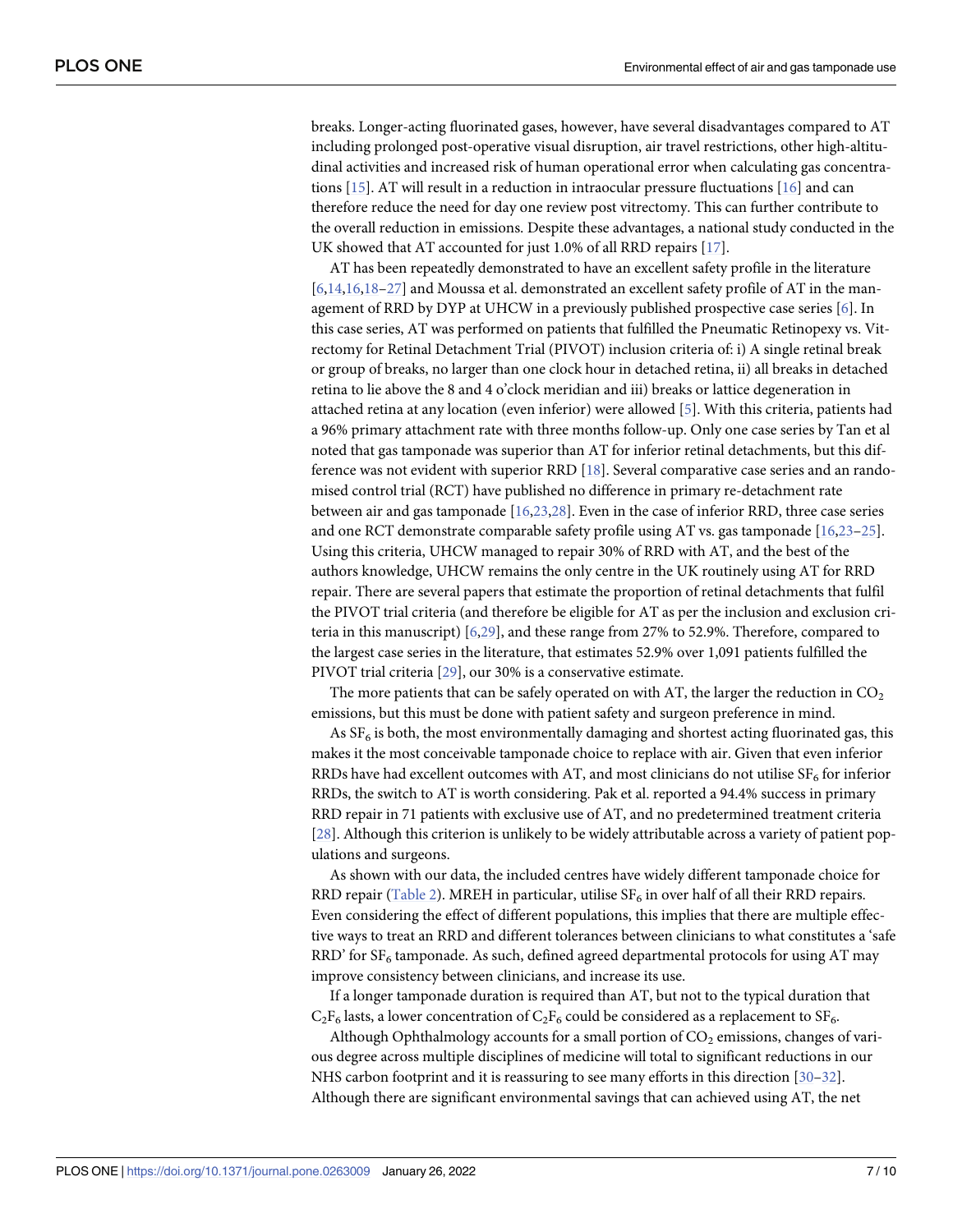breaks. Longer-acting fluorinated gases, however, have several disadvantages compared to AT including prolonged post-operative visual disruption, air travel restrictions, other high-altitudinal activities and increased risk of human operational error when calculating gas concentrations [15]. AT will result in a reduction in intraocular pressure fluctuations [16] and can therefore reduce the need for day one review post vitrectomy. This can further contribute to the overall reduction in emissions. Despite these advantages, a national study conducted in the UK showed that AT accounted for just 1.0% of all RRD repairs [17].

AT has been repeatedly demonstrated to have an excellent safety profile in the literature [6,14,16,18–27] and Moussa et al. demonstrated an excellent safety profile of AT in the management of RRD by DYP at UHCW in a previously published prospective case series [6]. In this case series, AT was performed on patients that fulfilled the Pneumatic Retinopexy vs. Vitrectomy for Retinal Detachment Trial (PIVOT) inclusion criteria of: i) A single retinal break or group of breaks, no larger than one clock hour in detached retina, ii) all breaks in detached retina to lie above the 8 and 4 o'clock meridian and iii) breaks or lattice degeneration in attached retina at any location (even inferior) were allowed [5]. With this criteria, patients had a 96% primary attachment rate with three months follow-up. Only one case series by Tan et al noted that gas tamponade was superior than AT for inferior retinal detachments, but this difference was not evident with superior RRD [18]. Several comparative case series and an randomised control trial (RCT) have published no difference in primary re-detachment rate between air and gas tamponade [16,23,28]. Even in the case of inferior RRD, three case series and one RCT demonstrate comparable safety profile using AT vs. gas tamponade [16,23–25]. Using this criteria, UHCW managed to repair 30% of RRD with AT, and the best of the authors knowledge, UHCW remains the only centre in the UK routinely using AT for RRD repair. There are several papers that estimate the proportion of retinal detachments that fulfil the PIVOT trial criteria (and therefore be eligible for AT as per the inclusion and exclusion criteria in this manuscript) [6,29], and these range from 27% to 52.9%. Therefore, compared to the largest case series in the literature, that estimates 52.9% over 1,091 patients fulfilled the PIVOT trial criteria [29], our 30% is a conservative estimate.

The more patients that can be safely operated on with AT, the larger the reduction in $CO_2$ emissions, but this must be done with patient safety and surgeon preference in mind.

As $SF_6$ is both, the most environmentally damaging and shortest acting fluorinated gas, this makes it the most conceivable tamponade choice to replace with air. Given that even inferior RRDs have had excellent outcomes with AT, and most clinicians do not utilise $SF_6$ for inferior RRDs, the switch to AT is worth considering. Pak et al. reported a 94.4% success in primary RRD repair in 71 patients with exclusive use of AT, and no predetermined treatment criteria [28]. Although this criterion is unlikely to be widely attributable across a variety of patient populations and surgeons.

As shown with our data, the included centres have widely different tamponade choice for RRD repair (Table 2). MREH in particular, utilise $SF_6$ in over half of all their RRD repairs. Even considering the effect of different populations, this implies that there are multiple effective ways to treat an RRD and different tolerances between clinicians to what constitutes a 'safe RRD' for $SF_6$ tamponade. As such, defined agreed departmental protocols for using AT may improve consistency between clinicians, and increase its use.

If a longer tamponade duration is required than AT, but not to the typical duration that $C_2F_6$ lasts, a lower concentration of $C_2F_6$ could be considered as a replacement to $SF_6$.

Although Ophthalmology accounts for a small portion of $CO_2$ emissions, changes of various degree across multiple disciplines of medicine will total to significant reductions in our NHS carbon footprint and it is reassuring to see many efforts in this direction [30–32]. Although there are significant environmental savings that can achieved using AT, the net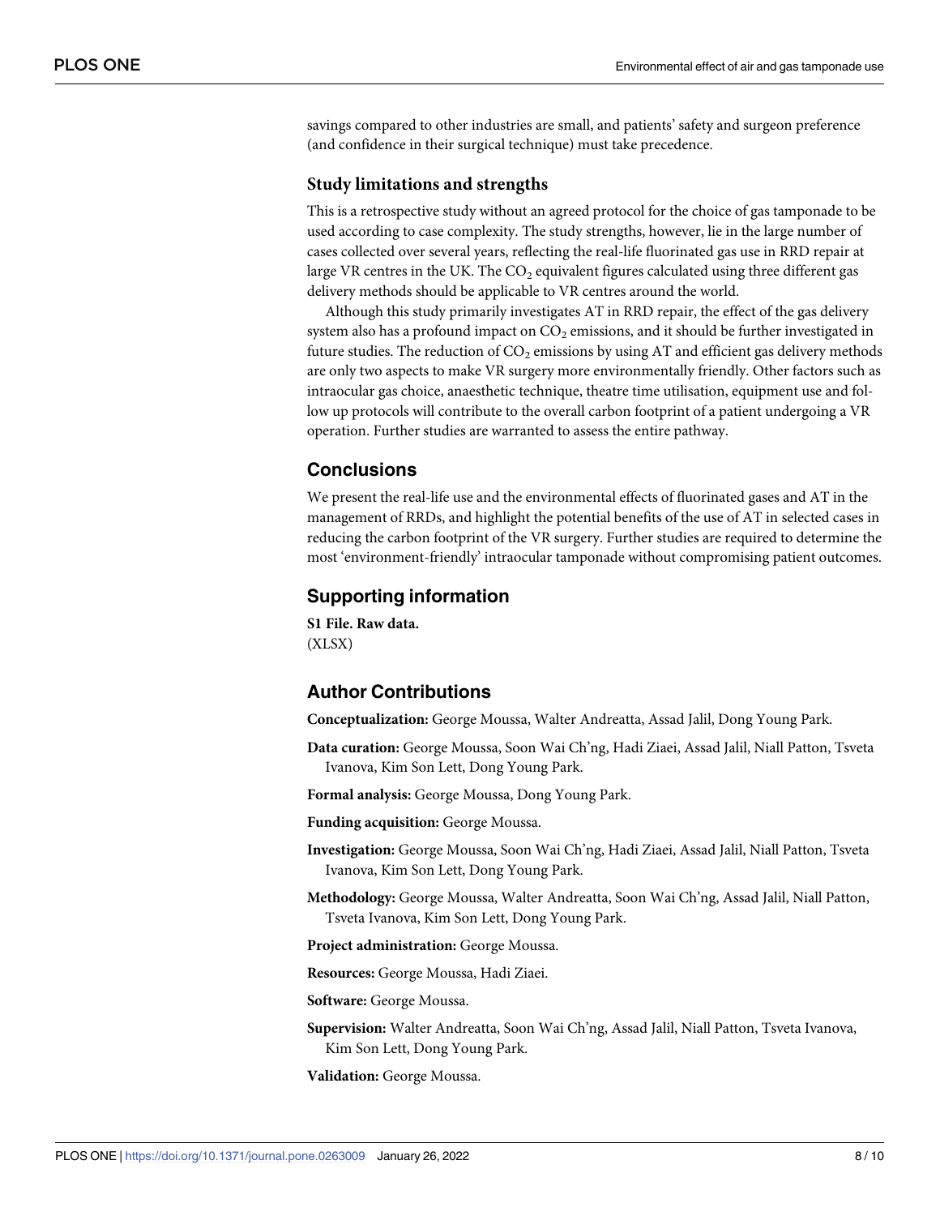savings compared to other industries are small, and patients' safety and surgeon preference (and confidence in their surgical technique) must take precedence.

### Study limitations and strengths

This is a retrospective study without an agreed protocol for the choice of gas tamponade to be used according to case complexity. The study strengths, however, lie in the large number of cases collected over several years, reflecting the real-life fluorinated gas use in RRD repair at large VR centres in the UK. The $CO_2$ equivalent figures calculated using three different gas delivery methods should be applicable to VR centres around the world.

Although this study primarily investigates AT in RRD repair, the effect of the gas delivery system also has a profound impact on $CO_2$ emissions, and it should be further investigated in future studies. The reduction of $CO_2$ emissions by using AT and efficient gas delivery methods are only two aspects to make VR surgery more environmentally friendly. Other factors such as intraocular gas choice, anaesthetic technique, theatre time utilisation, equipment use and follow up protocols will contribute to the overall carbon footprint of a patient undergoing a VR operation. Further studies are warranted to assess the entire pathway.

## Conclusions

We present the real-life use and the environmental effects of fluorinated gases and AT in the management of RRDs, and highlight the potential benefits of the use of AT in selected cases in reducing the carbon footprint of the VR surgery. Further studies are required to determine the most 'environment-friendly' intraocular tamponade without compromising patient outcomes.

## Supporting information

**S1 File. Raw data.**
(XLSX)

## Author Contributions

**Conceptualization:** George Moussa, Walter Andreatta, Assad Jalil, Dong Young Park.

**Data curation:** George Moussa, Soon Wai Ch'ng, Hadi Ziaei, Assad Jalil, Niall Patton, Tsveta Ivanova, Kim Son Lett, Dong Young Park.

**Formal analysis:** George Moussa, Dong Young Park.

**Funding acquisition:** George Moussa.

**Investigation:** George Moussa, Soon Wai Ch'ng, Hadi Ziaei, Assad Jalil, Niall Patton, Tsveta Ivanova, Kim Son Lett, Dong Young Park.

**Methodology:** George Moussa, Walter Andreatta, Soon Wai Ch'ng, Assad Jalil, Niall Patton, Tsveta Ivanova, Kim Son Lett, Dong Young Park.

**Project administration:** George Moussa.

**Resources:** George Moussa, Hadi Ziaei.

**Software:** George Moussa.

**Supervision:** Walter Andreatta, Soon Wai Ch'ng, Assad Jalil, Niall Patton, Tsveta Ivanova, Kim Son Lett, Dong Young Park.

**Validation:** George Moussa.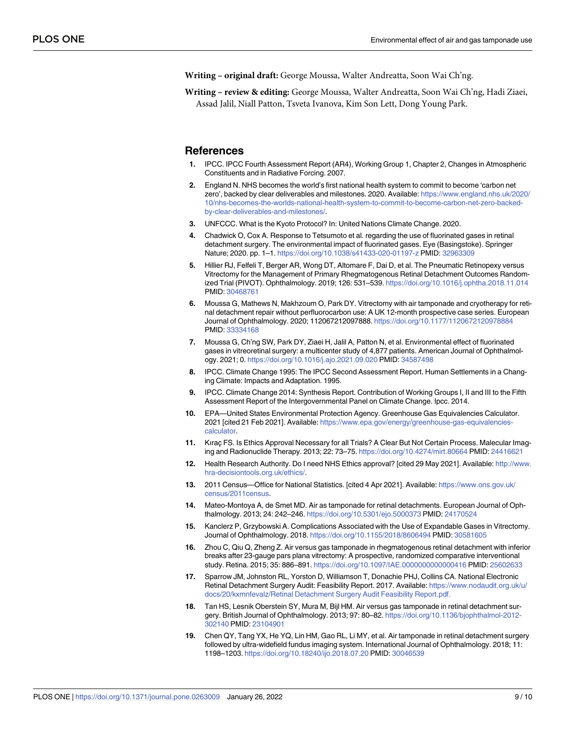**Writing – original draft:** George Moussa, Walter Andreatta, Soon Wai Ch'ng.

**Writing – review & editing:** George Moussa, Walter Andreatta, Soon Wai Ch'ng, Hadi Ziaei, Assad Jalil, Niall Patton, Tsveta Ivanova, Kim Son Lett, Dong Young Park.

## References

1. IPCC. IPCC Fourth Assessment Report (AR4), Working Group 1, Chapter 2, Changes in Atmospheric Constituents and in Radiative Forcing. 2007.
2. England N. NHS becomes the world's first national health system to commit to become 'carbon net zero', backed by clear deliverables and milestones. 2020. Available: https://www.england.nhs.uk/2020/10/nhs-becomes-the-worlds-national-health-system-to-commit-to-become-carbon-net-zero-backed-by-clear-deliverables-and-milestones/.
3. UNFCCC. What is the Kyoto Protocol? In: United Nations Climate Change. 2020.
4. Chadwick O, Cox A. Response to Tetsumoto et al. regarding the use of fluorinated gases in retinal detachment surgery. The environmental impact of fluorinated gases. Eye (Basingstoke). Springer Nature; 2020. pp. 1–1. https://doi.org/10.1038/s41433-020-01197-z PMID: 32963309
5. Hillier RJ, Felfeli T, Berger AR, Wong DT, Altomare F, Dai D, et al. The Pneumatic Retinopexy versus Vitrectomy for the Management of Primary Rhegmatogenous Retinal Detachment Outcomes Randomized Trial (PIVOT). Ophthalmology. 2019; 126: 531–539. https://doi.org/10.1016/j.ophtha.2018.11.014 PMID: 30468761
6. Moussa G, Mathews N, Makhzoum O, Park DY. Vitrectomy with air tamponade and cryotherapy for retinal detachment repair without perfluorocarbon use: A UK 12-month prospective case series. European Journal of Ophthalmology. 2020; 112067212097888. https://doi.org/10.1177/1120672120978884 PMID: 33334168
7. Moussa G, Ch'ng SW, Park DY, Ziaei H, Jalil A, Patton N, et al. Environmental effect of fluorinated gases in vitreoretinal surgery: a multicenter study of 4,877 patients. American Journal of Ophthalmology. 2021; 0. https://doi.org/10.1016/j.ajo.2021.09.020 PMID: 34587498
8. IPCC. Climate Change 1995: The IPCC Second Assessment Report. Human Settlements in a Changing Climate: Impacts and Adaptation. 1995.
9. IPCC. Climate Change 2014: Synthesis Report. Contribution of Working Groups I, II and III to the Fifth Assessment Report of the Intergovernmental Panel on Climate Change. Ipcc. 2014.
10. EPA—United States Environmental Protection Agency. Greenhouse Gas Equivalencies Calculator. 2021 [cited 21 Feb 2021]. Available: https://www.epa.gov/energy/greenhouse-gas-equivalencies-calculator.
11. Kıraç FS. Is Ethics Approval Necessary for all Trials? A Clear But Not Certain Process. Malecular Imaging and Radionuclide Therapy. 2013; 22: 73–75. https://doi.org/10.4274/mirt.80664 PMID: 24416621
12. Health Research Authority. Do I need NHS Ethics approval? [cited 29 May 2021]. Available: http://www.hra-decisiontools.org.uk/ethics/.
13. 2011 Census—Office for National Statistics. [cited 4 Apr 2021]. Available: https://www.ons.gov.uk/census/2011census.
14. Mateo-Montoya A, de Smet MD. Air as tamponade for retinal detachments. European Journal of Ophthalmology. 2013; 24: 242–246. https://doi.org/10.5301/ejo.5000373 PMID: 24170524
15. Kanclerz P, Grzybowski A. Complications Associated with the Use of Expandable Gases in Vitrectomy. Journal of Ophthalmology. 2018. https://doi.org/10.1155/2018/8606494 PMID: 30581605
16. Zhou C, Qiu Q, Zheng Z. Air versus gas tamponade in rhegmatogenous retinal detachment with inferior breaks after 23-gauge pars plana vitrectomy: A prospective, randomized comparative interventional study. Retina. 2015; 35: 886–891. https://doi.org/10.1097/IAE.0000000000000416 PMID: 25602633
17. Sparrow JM, Johnston RL, Yorston D, Williamson T, Donachie PHJ, Collins CA. National Electronic Retinal Detachment Surgery Audit: Feasibility Report. 2017. Available: https://www.nodaudit.org.uk/u/docs/20/kxmnfevalz/Retinal Detachment Surgery Audit Feasibility Report.pdf.
18. Tan HS, Lesnik Oberstein SY, Mura M, Bijl HM. Air versus gas tamponade in retinal detachment surgery. British Journal of Ophthalmology. 2013; 97: 80–82. https://doi.org/10.1136/bjophthalmol-2012-302140 PMID: 23104901
19. Chen QY, Tang YX, He YQ, Lin HM, Gao RL, Li MY, et al. Air tamponade in retinal detachment surgery followed by ultra-widefield fundus imaging system. International Journal of Ophthalmology. 2018; 11: 1198–1203. https://doi.org/10.18240/ijo.2018.07.20 PMID: 30046539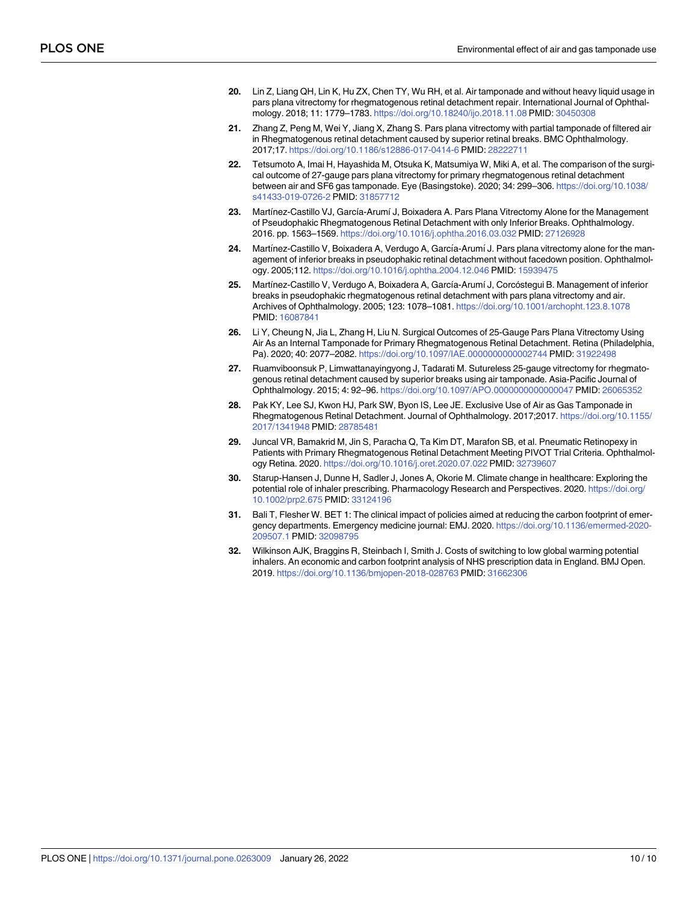20. Lin Z, Liang QH, Lin K, Hu ZX, Chen TY, Wu RH, et al. Air tamponade and without heavy liquid usage in pars plana vitrectomy for rhegmatogenous retinal detachment repair. International Journal of Ophthalmology. 2018; 11: 1779–1783. https://doi.org/10.18240/ijo.2018.11.08 PMID: 30450308

21. Zhang Z, Peng M, Wei Y, Jiang X, Zhang S. Pars plana vitrectomy with partial tamponade of filtered air in Rhegmatogenous retinal detachment caused by superior retinal breaks. BMC Ophthalmology. 2017;17. https://doi.org/10.1186/s12886-017-0414-6 PMID: 28222711

22. Tetsumoto A, Imai H, Hayashida M, Otsuka K, Matsumiya W, Miki A, et al. The comparison of the surgical outcome of 27-gauge pars plana vitrectomy for primary rhegmatogenous retinal detachment between air and SF6 gas tamponade. Eye (Basingstoke). 2020; 34: 299–306. https://doi.org/10.1038/s41433-019-0726-2 PMID: 31857712

23. Martínez-Castillo VJ, García-Arumí J, Boixadera A. Pars Plana Vitrectomy Alone for the Management of Pseudophakic Rhegmatogenous Retinal Detachment with only Inferior Breaks. Ophthalmology. 2016. pp. 1563–1569. https://doi.org/10.1016/j.ophtha.2016.03.032 PMID: 27126928

24. Martínez-Castillo V, Boixadera A, Verdugo A, García-Arumí J. Pars plana vitrectomy alone for the management of inferior breaks in pseudophakic retinal detachment without facedown position. Ophthalmology. 2005;112. https://doi.org/10.1016/j.ophtha.2004.12.046 PMID: 15939475

25. Martínez-Castillo V, Verdugo A, Boixadera A, García-Arumí J, Corcóstegui B. Management of inferior breaks in pseudophakic rhegmatogenous retinal detachment with pars plana vitrectomy and air. Archives of Ophthalmology. 2005; 123: 1078–1081. https://doi.org/10.1001/archopht.123.8.1078 PMID: 16087841

26. Li Y, Cheung N, Jia L, Zhang H, Liu N. Surgical Outcomes of 25-Gauge Pars Plana Vitrectomy Using Air As an Internal Tamponade for Primary Rhegmatogenous Retinal Detachment. Retina (Philadelphia, Pa). 2020; 40: 2077–2082. https://doi.org/10.1097/IAE.0000000000002744 PMID: 31922498

27. Ruamviboonsuk P, Limwattanayingyong J, Tadarati M. Sutureless 25-gauge vitrectomy for rhegmatogenous retinal detachment caused by superior breaks using air tamponade. Asia-Pacific Journal of Ophthalmology. 2015; 4: 92–96. https://doi.org/10.1097/APO.0000000000000047 PMID: 26065352

28. Pak KY, Lee SJ, Kwon HJ, Park SW, Byon IS, Lee JE. Exclusive Use of Air as Gas Tamponade in Rhegmatogenous Retinal Detachment. Journal of Ophthalmology. 2017;2017. https://doi.org/10.1155/2017/1341948 PMID: 28785481

29. Juncal VR, Bamakrid M, Jin S, Paracha Q, Ta Kim DT, Marafon SB, et al. Pneumatic Retinopexy in Patients with Primary Rhegmatogenous Retinal Detachment Meeting PIVOT Trial Criteria. Ophthalmology Retina. 2020. https://doi.org/10.1016/j.oret.2020.07.022 PMID: 32739607

30. Starup-Hansen J, Dunne H, Sadler J, Jones A, Okorie M. Climate change in healthcare: Exploring the potential role of inhaler prescribing. Pharmacology Research and Perspectives. 2020. https://doi.org/10.1002/prp2.675 PMID: 33124196

31. Bali T, Flesher W. BET 1: The clinical impact of policies aimed at reducing the carbon footprint of emergency departments. Emergency medicine journal: EMJ. 2020. https://doi.org/10.1136/emermed-2020-209507.1 PMID: 32098795

32. Wilkinson AJK, Braggins R, Steinbach I, Smith J. Costs of switching to low global warming potential inhalers. An economic and carbon footprint analysis of NHS prescription data in England. BMJ Open. 2019. https://doi.org/10.1136/bmjopen-2018-028763 PMID: 31662306